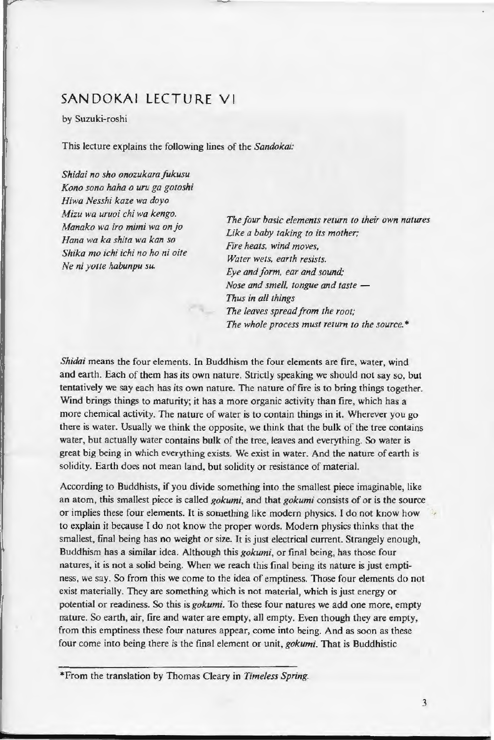## SANDOKAI LECTURE VI

by Suzuki-roshi

This lecture explains the following lines of the *Sandokai:*

*Shidai no sho onozukara fukusu*
*Kono sono haha o uru ga gotoshi*
*Hiwa Nesshi kaze wa doyo*
*Mizu wa uruoi chi wa kengo.*
*Manako wa iro mimi wa on jo*
*Hana wa ka shita wa kan so*
*Shika mo ichi ichi no ho ni oite*
*Ne ni yotte habunpu su.*

*The four basic elements return to their own natures*
*Like a baby taking to its mother;*
*Fire heats, wind moves,*
*Water wets, earth resists.*
*Eye and form, ear and sound;*
*Nose and smell, tongue and taste —*
*Thus in all things*
*The leaves spread from the root;*
*The whole process must return to the source.**

*Shidai* means the four elements. In Buddhism the four elements are fire, water, wind and earth. Each of them has its own nature. Strictly speaking we should not say so, but tentatively we say each has its own nature. The nature of fire is to bring things together. Wind brings things to maturity; it has a more organic activity than fire, which has a more chemical activity. The nature of water is to contain things in it. Wherever you go there is water. Usually we think the opposite, we think that the bulk of the tree contains water, but actually water contains bulk of the tree, leaves and everything. So water is great big being in which everything exists. We exist in water. And the nature of earth is solidity. Earth does not mean land, but solidity or resistance of material.

According to Buddhists, if you divide something into the smallest piece imaginable, like an atom, this smallest piece is called *gokumi*, and that *gokumi* consists of or is the source or implies these four elements. It is something like modern physics. I do not know how to explain it because I do not know the proper words. Modern physics thinks that the smallest, final being has no weight or size. It is just electrical current. Strangely enough, Buddhism has a similar idea. Although this *gokumi*, or final being, has those four natures, it is not a solid being. When we reach this final being its nature is just emptiness, we say. So from this we come to the idea of emptiness. Those four elements do not exist materially. They are something which is not material, which is just energy or potential or readiness. So this is *gokumi*. To these four natures we add one more, empty nature. So earth, air, fire and water are empty, all empty. Even though they are empty, from this emptiness these four natures appear, come into being. And as soon as these four come into being there is the final element or unit, *gokumi*. That is Buddhistic

*From the translation by Thomas Cleary in *Timeless Spring*.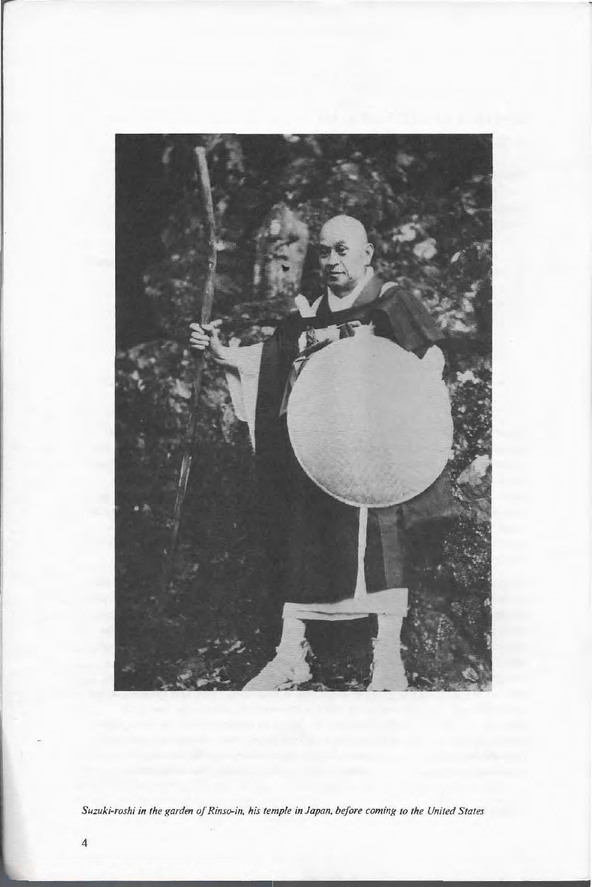*Suzuki-roshi in the garden of Rinso-in, his temple in Japan, before coming to the United States*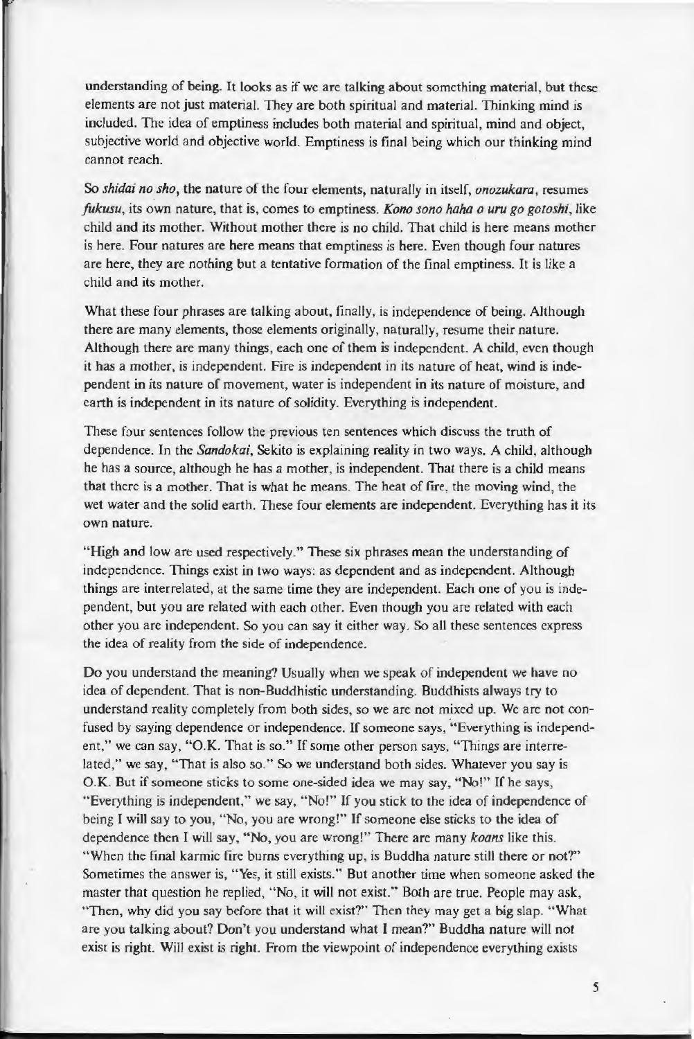understanding of being. It looks as if we are talking about something material, but these elements are not just material. They are both spiritual and material. Thinking mind is included. The idea of emptiness includes both material and spiritual, mind and object, subjective world and objective world. Emptiness is final being which our thinking mind cannot reach.

So *shidai no sho*, the nature of the four elements, naturally in itself, *onozukara*, resumes *fukusu*, its own nature, that is, comes to emptiness. ***Kono sono haha o uru go gotoshi***, like child and its mother. Without mother there is no child. That child is here means mother is here. Four natures are here means that emptiness is here. Even though four natures are here, they are nothing but a tentative formation of the final emptiness. It is like a child and its mother.

What these four phrases are talking about, finally, is independence of being. Although there are many elements, those elements originally, naturally, resume their nature. Although there are many things, each one of them is independent. A child, even though it has a mother, is independent. Fire is independent in its nature of heat, wind is independent in its nature of movement, water is independent in its nature of moisture, and earth is independent in its nature of solidity. Everything is independent.

These four sentences follow the previous ten sentences which discuss the truth of dependence. In the *Sandokai*, Sekito is explaining reality in two ways. A child, although he has a source, although he has a mother, is independent. That there is a child means that there is a mother. That is what he means. The heat of fire, the moving wind, the wet water and the solid earth. These four elements are independent. Everything has it its own nature.

"High and low are used respectively." These six phrases mean the understanding of independence. Things exist in two ways: as dependent and as independent. Although things are interrelated, at the same time they are independent. Each one of you is independent, but you are related with each other. Even though you are related with each other you are independent. So you can say it either way. So all these sentences express the idea of reality from the side of independence.

Do you understand the meaning? Usually when we speak of independent we have no idea of dependent. That is non-Buddhistic understanding. Buddhists always try to understand reality completely from both sides, so we are not mixed up. We are not confused by saying dependence or independence. If someone says, "Everything is independent," we can say, "O.K. That is so." If some other person says, "Things are interrelated," we say, "That is also so." So we understand both sides. Whatever you say is O.K. But if someone sticks to some one-sided idea we may say, "No!" If he says, "Everything is independent," we say, "No!" If you stick to the idea of independence of being I will say to you, "No, you are wrong!" If someone else sticks to the idea of dependence then I will say, "No, you are wrong!" There are many *koans* like this. "When the final karmic fire burns everything up, is Buddha nature still there or not?" Sometimes the answer is, "Yes, it still exists." But another time when someone asked the master that question he replied, "No, it will not exist." Both are true. People may ask, "Then, why did you say before that it will exist?" Then they may get a big slap. "What are you talking about? Don't you understand what I mean?" Buddha nature will not exist is right. Will exist is right. From the viewpoint of independence everything exists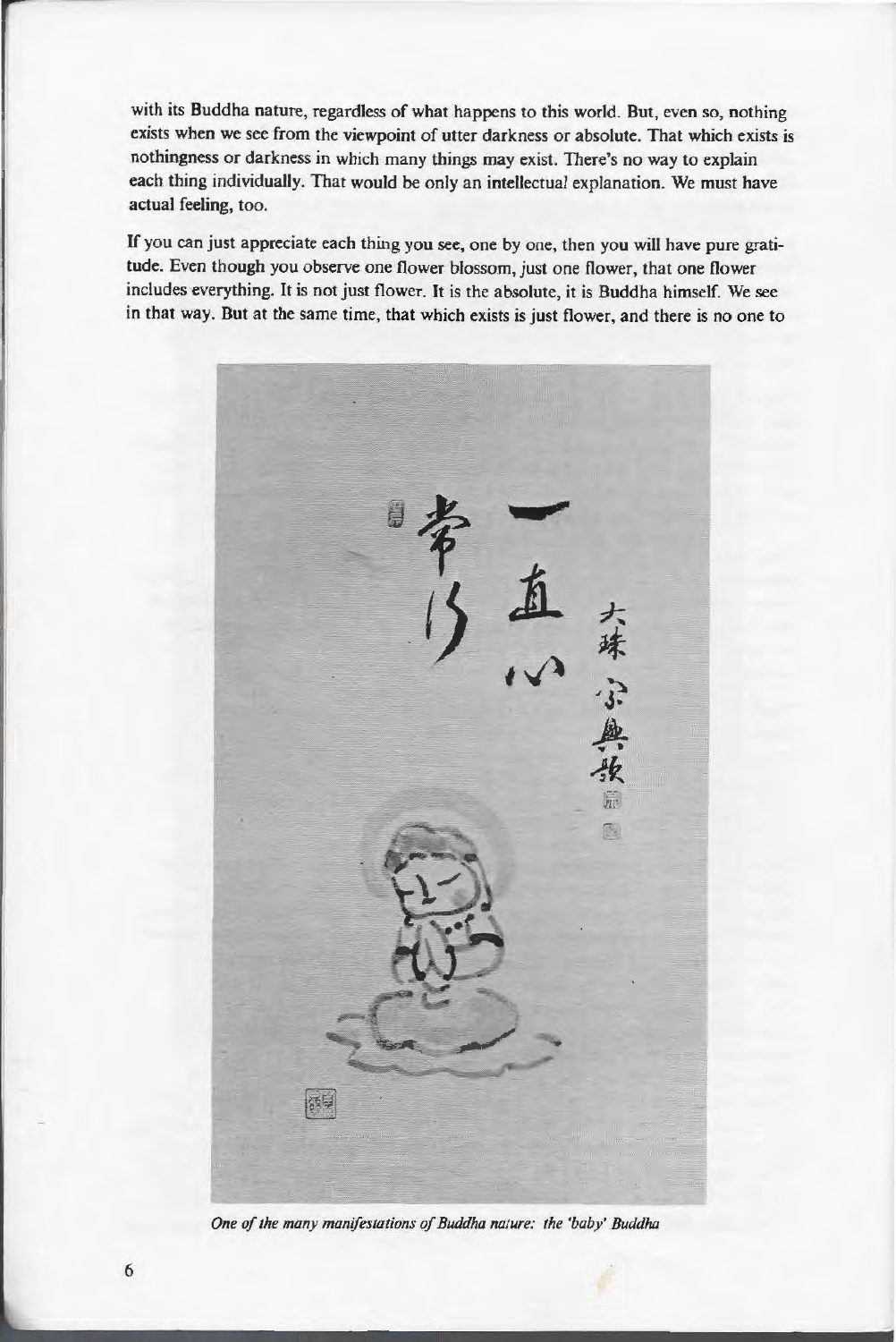with its Buddha nature, regardless of what happens to this world. But, even so, nothing exists when we see from the viewpoint of utter darkness or absolute. That which exists is nothingness or darkness in which many things may exist. There's no way to explain each thing individually. That would be only an intellectual explanation. We must have actual feeling, too.

If you can just appreciate each thing you see, one by one, then you will have pure gratitude. Even though you observe one flower blossom, just one flower, that one flower includes everything. It is not just flower. It is the absolute, it is Buddha himself. We see in that way. But at the same time, that which exists is just flower, and there is no one to

*One of the many manifestations of Buddha nature: the 'baby' Buddha*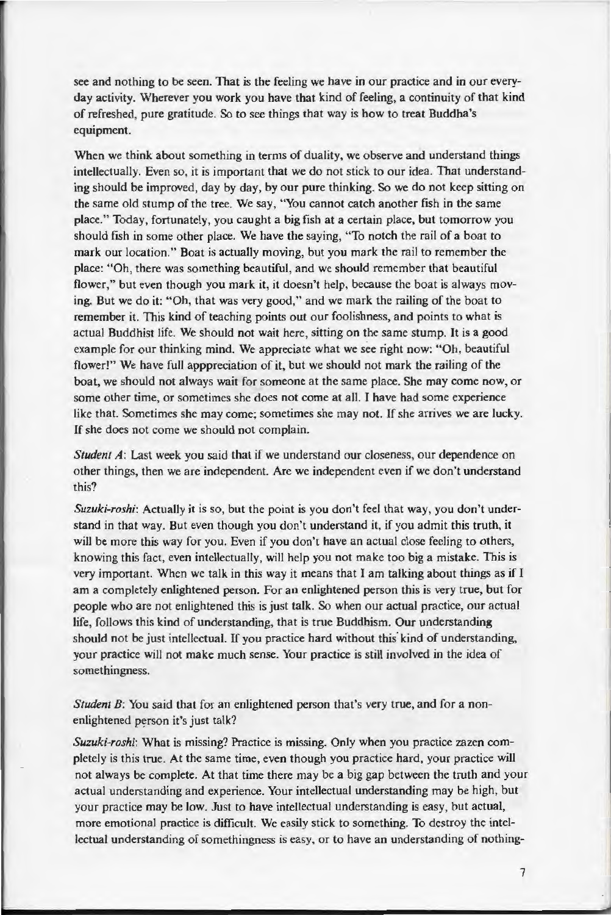see and nothing to be seen. That is the feeling we have in our practice and in our everyday activity. Wherever you work you have that kind of feeling, a continuity of that kind of refreshed, pure gratitude. So to see things that way is how to treat Buddha's equipment.

When we think about something in terms of duality, we observe and understand things intellectually. Even so, it is important that we do not stick to our idea. That understanding should be improved, day by day, by our pure thinking. So we do not keep sitting on the same old stump of the tree. We say, "You cannot catch another fish in the same place." Today, fortunately, you caught a big fish at a certain place, but tomorrow you should fish in some other place. We have the saying, "To notch the rail of a boat to mark our location." Boat is actually moving, but you mark the rail to remember the place: "Oh, there was something beautiful, and we should remember that beautiful flower," but even though you mark it, it doesn't help, because the boat is always moving. But we do it: "Oh, that was very good," and we mark the railing of the boat to remember it. This kind of teaching points out our foolishness, and points to what is actual Buddhist life. We should not wait here, sitting on the same stump. It is a good example for our thinking mind. We appreciate what we see right now: "Oh, beautiful flower!" We have full apppreciation of it, but we should not mark the railing of the boat, we should not always wait for someone at the same place. She may come now, or some other time, or sometimes she does not come at all. I have had some experience like that. Sometimes she may come; sometimes she may not. If she arrives we are lucky. If she does not come we should not complain.

*Student A*: Last week you said that if we understand our closeness, our dependence on other things, then we are independent. Are we independent even if we don't understand this?

*Suzuki-roshi*: Actually it is so, but the point is you don't feel that way, you don't understand in that way. But even though you don't understand it, if you admit this truth, it will be more this way for you. Even if you don't have an actual close feeling to others, knowing this fact, even intellectually, will help you not make too big a mistake. This is very important. When we talk in this way it means that I am talking about things as if I am a completely enlightened person. For an enlightened person this is very true, but for people who are not enlightened this is just talk. So when our actual practice, our actual life, follows this kind of understanding, that is true Buddhism. Our understanding should not be just intellectual. If you practice hard without this kind of understanding, your practice will not make much sense. Your practice is still involved in the idea of somethingness.

*Student B*: You said that for an enlightened person that's very true, and for a non-enlightened person it's just talk?

*Suzuki-roshi*: What is missing? Practice is missing. Only when you practice zazen completely is this true. At the same time, even though you practice hard, your practice will not always be complete. At that time there may be a big gap between the truth and your actual understanding and experience. Your intellectual understanding may be high, but your practice may be low. Just to have intellectual understanding is easy, but actual, more emotional practice is difficult. We easily stick to something. To destroy the intellectual understanding of somethingness is easy, or to have an understanding of nothing-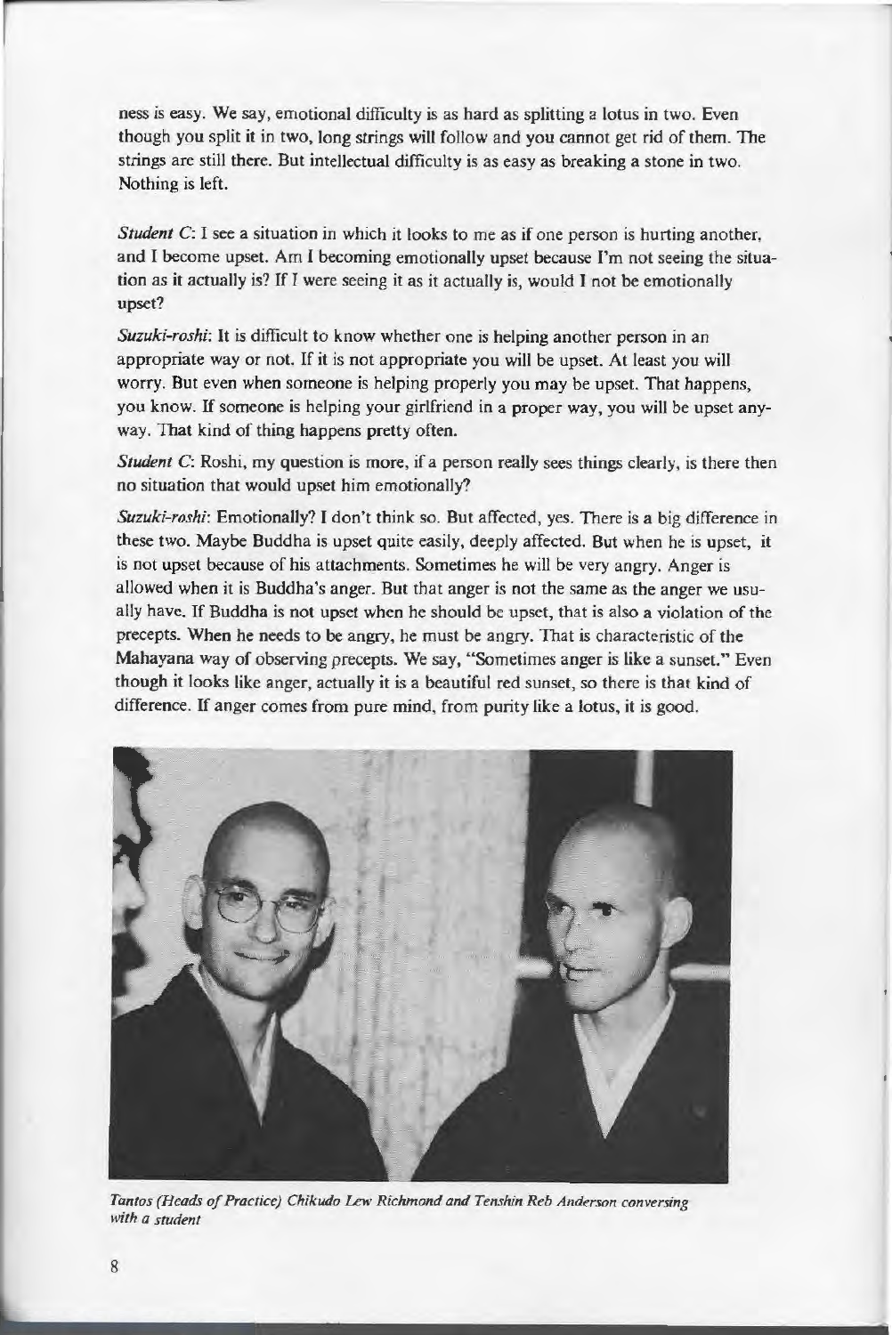ness is easy. We say, emotional difficulty is as hard as splitting a lotus in two. Even though you split it in two, long strings will follow and you cannot get rid of them. The strings are still there. But intellectual difficulty is as easy as breaking a stone in two. Nothing is left.

*Student C*: I see a situation in which it looks to me as if one person is hurting another, and I become upset. Am I becoming emotionally upset because I'm not seeing the situation as it actually is? If I were seeing it as it actually is, would I not be emotionally upset?

*Suzuki-roshi*: It is difficult to know whether one is helping another person in an appropriate way or not. If it is not appropriate you will be upset. At least you will worry. But even when someone is helping properly you may be upset. That happens, you know. If someone is helping your girlfriend in a proper way, you will be upset anyway. That kind of thing happens pretty often.

*Student C*: Roshi, my question is more, if a person really sees things clearly, is there then no situation that would upset him emotionally?

*Suzuki-roshi*: Emotionally? I don't think so. But affected, yes. There is a big difference in these two. Maybe Buddha is upset quite easily, deeply affected. But when he is upset, it is not upset because of his attachments. Sometimes he will be very angry. Anger is allowed when it is Buddha's anger. But that anger is not the same as the anger we usually have. If Buddha is not upset when he should be upset, that is also a violation of the precepts. When he needs to be angry, he must be angry. That is characteristic of the Mahayana way of observing precepts. We say, "Sometimes anger is like a sunset." Even though it looks like anger, actually it is a beautiful red sunset, so there is that kind of difference. If anger comes from pure mind, from purity like a lotus, it is good.

*Tantos (Heads of Practice) Chikudo Lew Richmond and Tenshin Reb Anderson conversing with a student*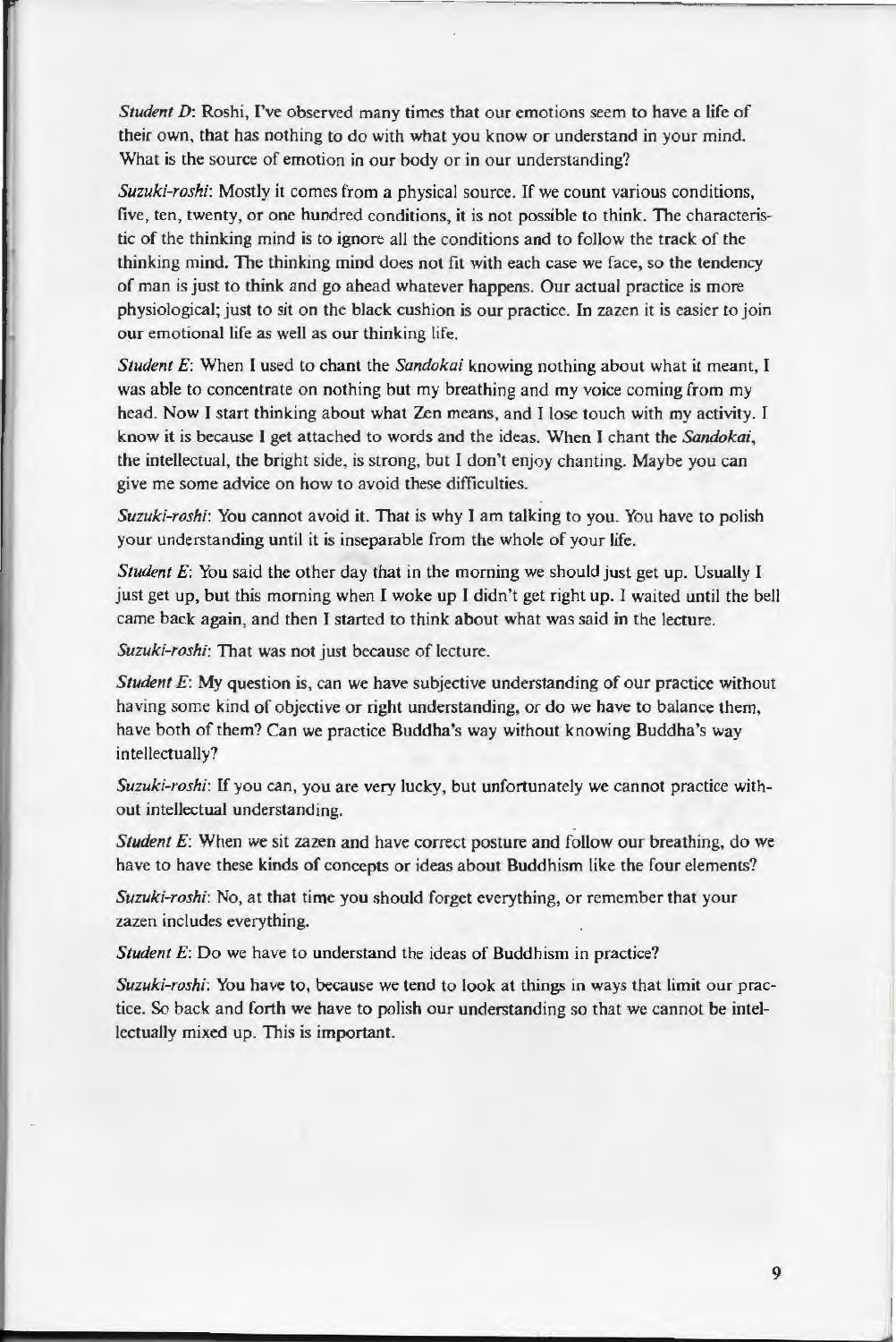*Student D*: Roshi, I've observed many times that our emotions seem to have a life of their own, that has nothing to do with what you know or understand in your mind. What is the source of emotion in our body or in our understanding?

*Suzuki-roshi*: Mostly it comes from a physical source. If we count various conditions, five, ten, twenty, or one hundred conditions, it is not possible to think. The characteristic of the thinking mind is to ignore all the conditions and to follow the track of the thinking mind. The thinking mind does not fit with each case we face, so the tendency of man is just to think and go ahead whatever happens. Our actual practice is more physiological; just to sit on the black cushion is our practice. In zazen it is easier to join our emotional life as well as our thinking life.

*Student E*: When I used to chant the *Sandokai* knowing nothing about what it meant, I was able to concentrate on nothing but my breathing and my voice coming from my head. Now I start thinking about what Zen means, and I lose touch with my activity. I know it is because I get attached to words and the ideas. When I chant the *Sandokai*, the intellectual, the bright side, is strong, but I don't enjoy chanting. Maybe you can give me some advice on how to avoid these difficulties.

*Suzuki-roshi*: You cannot avoid it. That is why I am talking to you. You have to polish your understanding until it is inseparable from the whole of your life.

*Student E*: You said the other day that in the morning we should just get up. Usually I just get up, but this morning when I woke up I didn't get right up. I waited until the bell came back again, and then I started to think about what was said in the lecture.

*Suzuki-roshi*: That was not just because of lecture.

*Student E*: My question is, can we have subjective understanding of our practice without having some kind of objective or right understanding, or do we have to balance them, have both of them? Can we practice Buddha's way without knowing Buddha's way intellectually?

*Suzuki-roshi*: If you can, you are very lucky, but unfortunately we cannot practice without intellectual understanding.

*Student E*: When we sit zazen and have correct posture and follow our breathing, do we have to have these kinds of concepts or ideas about Buddhism like the four elements?

*Suzuki-roshi*: No, at that time you should forget everything, or remember that your zazen includes everything.

*Student E*: Do we have to understand the ideas of Buddhism in practice?

*Suzuki-roshi*: You have to, because we tend to look at things in ways that limit our practice. So back and forth we have to polish our understanding so that we cannot be intellectually mixed up. This is important.